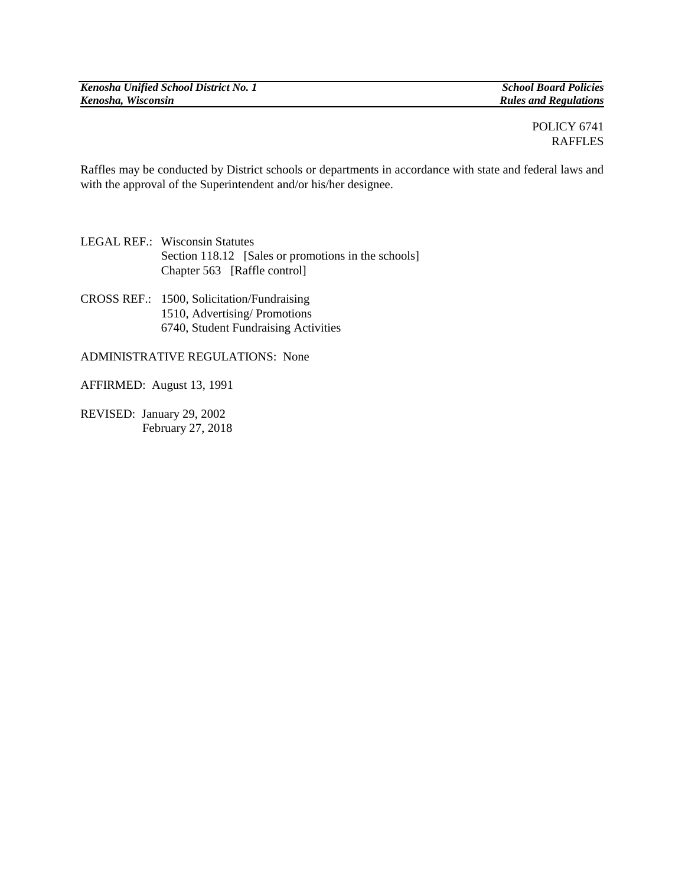POLICY 6741
RAFFLES

Raffles may be conducted by District schools or departments in accordance with state and federal laws and with the approval of the Superintendent and/or his/her designee.

LEGAL REF.: Wisconsin Statutes
Section 118.12 [Sales or promotions in the schools]
Chapter 563 [Raffle control]

CROSS REF.: 1500, Solicitation/Fundraising
1510, Advertising/ Promotions
6740, Student Fundraising Activities

ADMINISTRATIVE REGULATIONS: None

AFFIRMED: August 13, 1991

REVISED: January 29, 2002
February 27, 2018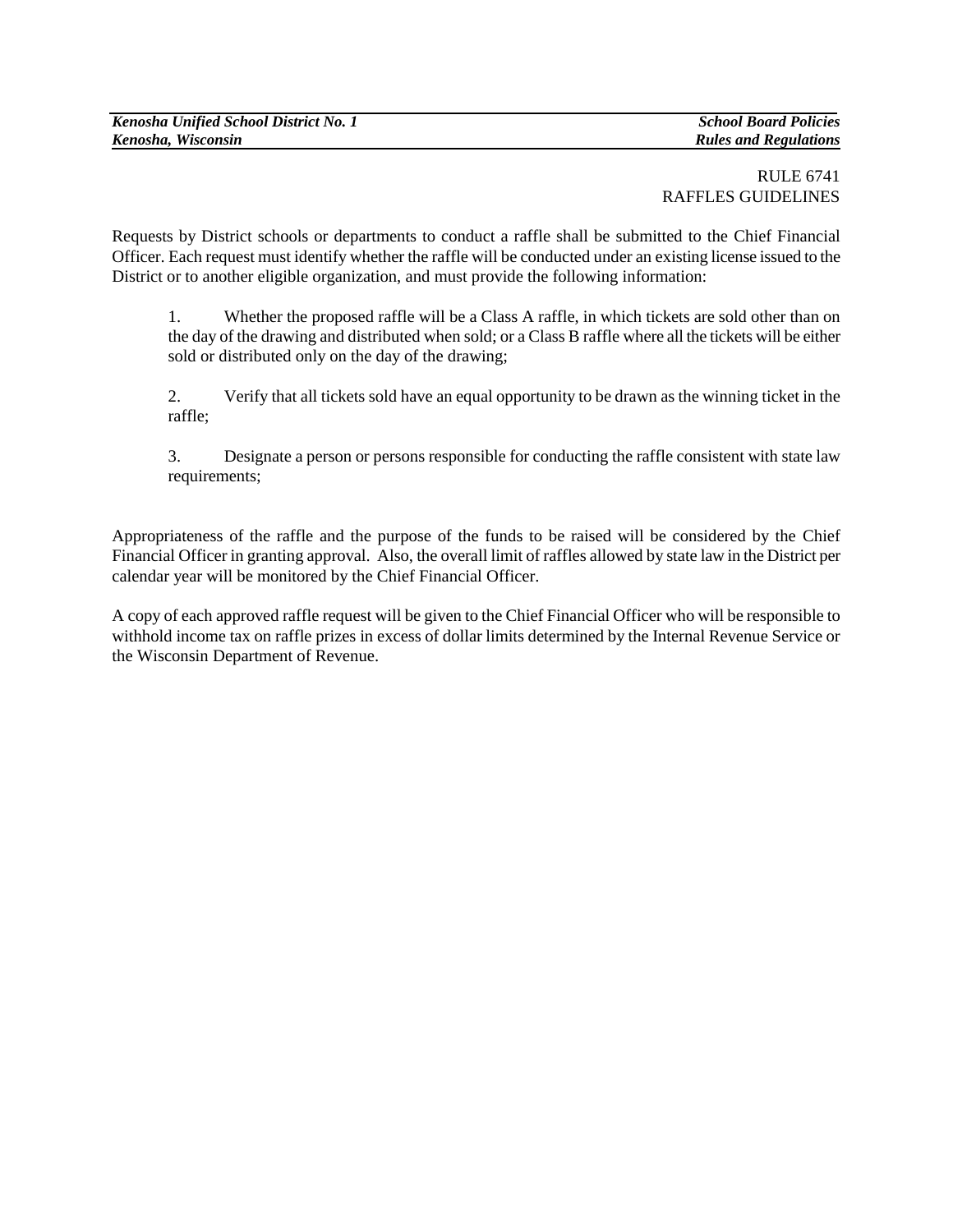RULE 6741
RAFFLES GUIDELINES

Requests by District schools or departments to conduct a raffle shall be submitted to the Chief Financial Officer. Each request must identify whether the raffle will be conducted under an existing license issued to the District or to another eligible organization, and must provide the following information:

1. Whether the proposed raffle will be a Class A raffle, in which tickets are sold other than on the day of the drawing and distributed when sold; or a Class B raffle where all the tickets will be either sold or distributed only on the day of the drawing;

2. Verify that all tickets sold have an equal opportunity to be drawn as the winning ticket in the raffle;

3. Designate a person or persons responsible for conducting the raffle consistent with state law requirements;

Appropriateness of the raffle and the purpose of the funds to be raised will be considered by the Chief Financial Officer in granting approval. Also, the overall limit of raffles allowed by state law in the District per calendar year will be monitored by the Chief Financial Officer.

A copy of each approved raffle request will be given to the Chief Financial Officer who will be responsible to withhold income tax on raffle prizes in excess of dollar limits determined by the Internal Revenue Service or the Wisconsin Department of Revenue.